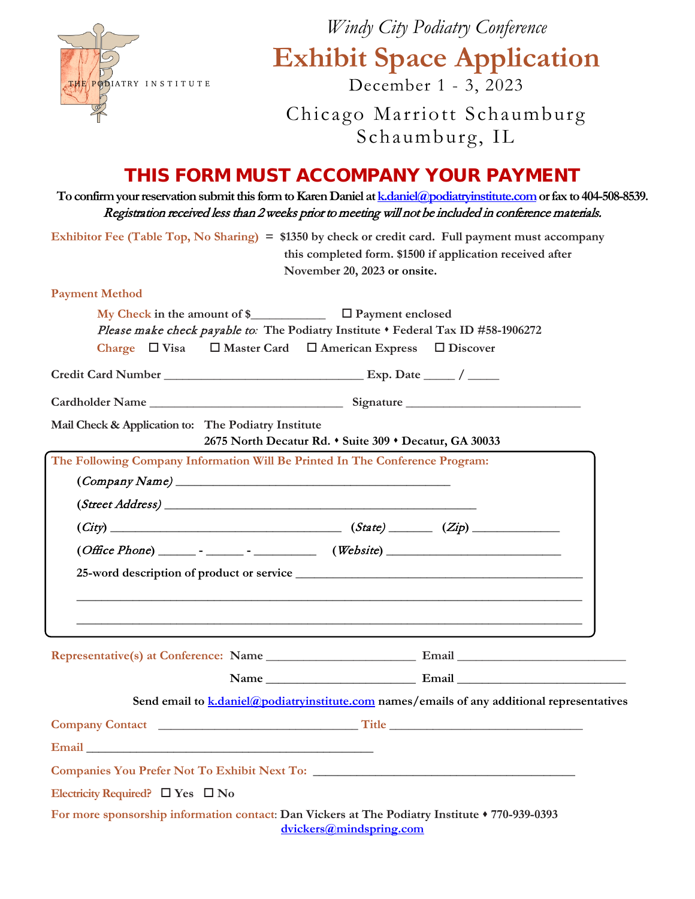THE PODIATRY INSTITUTE

*Windy City Podiatry Conference*

# Exhibit Space Application

December 1 - 3, 2023

Chicago Marriott Schaumburg
Schaumburg, IL

## THIS FORM MUST ACCOMPANY YOUR PAYMENT

**To confirm your reservation submit this form to Karen Daniel at k.daniel@podiatryinstitute.com or fax to 404-508-8539.**
***Registration received less than 2 weeks prior to meeting will not be included in conference materials.***

**Exhibitor Fee (Table Top, No Sharing)** = **$1350 by check or credit card. Full payment must accompany this completed form. $1500 if application received after November 20, 2023 or onsite.**

**Payment Method**

**My Check** in the amount of $____________ ☐ Payment enclosed

*Please make check payable to:* The Podiatry Institute ♦ Federal Tax ID #58-1906272

**Charge** ☐ Visa ☐ Master Card ☐ American Express ☐ Discover

Credit Card Number ________________________________ Exp. Date _____ / _____

Cardholder Name ______________________________ Signature ___________________________

Mail Check & Application to: The Podiatry Institute
**2675 North Decatur Rd. ♦ Suite 309 ♦ Decatur, GA 30033**

**The Following Company Information Will Be Printed In The Conference Program:**

(*Company Name*) ____________________________________________

(*Street Address*) __________________________________________________

(*City*) _____________________________________ (*State*) _______ (*Zip*) _____________

(*Office Phone*) ______ - ______ - __________ (*Website*) ____________________________

25-word description of product or service ______________________________________________

_______________________________________________________________________________

_______________________________________________________________________________

**Representative(s) at Conference:** Name ________________________ Email __________________________

Name ________________________ Email __________________________

Send email to k.daniel@podiatryinstitute.com names/emails of any additional representatives

**Company Contact** _______________________________ **Title** _______________________________

**Email** ______________________________________________

**Companies You Prefer Not To Exhibit Next To:** __________________________________________

**Electricity Required?** ☐ Yes ☐ No

**For more sponsorship information contact:** Dan Vickers at The Podiatry Institute ♦ 770-939-0393
dvickers@mindspring.com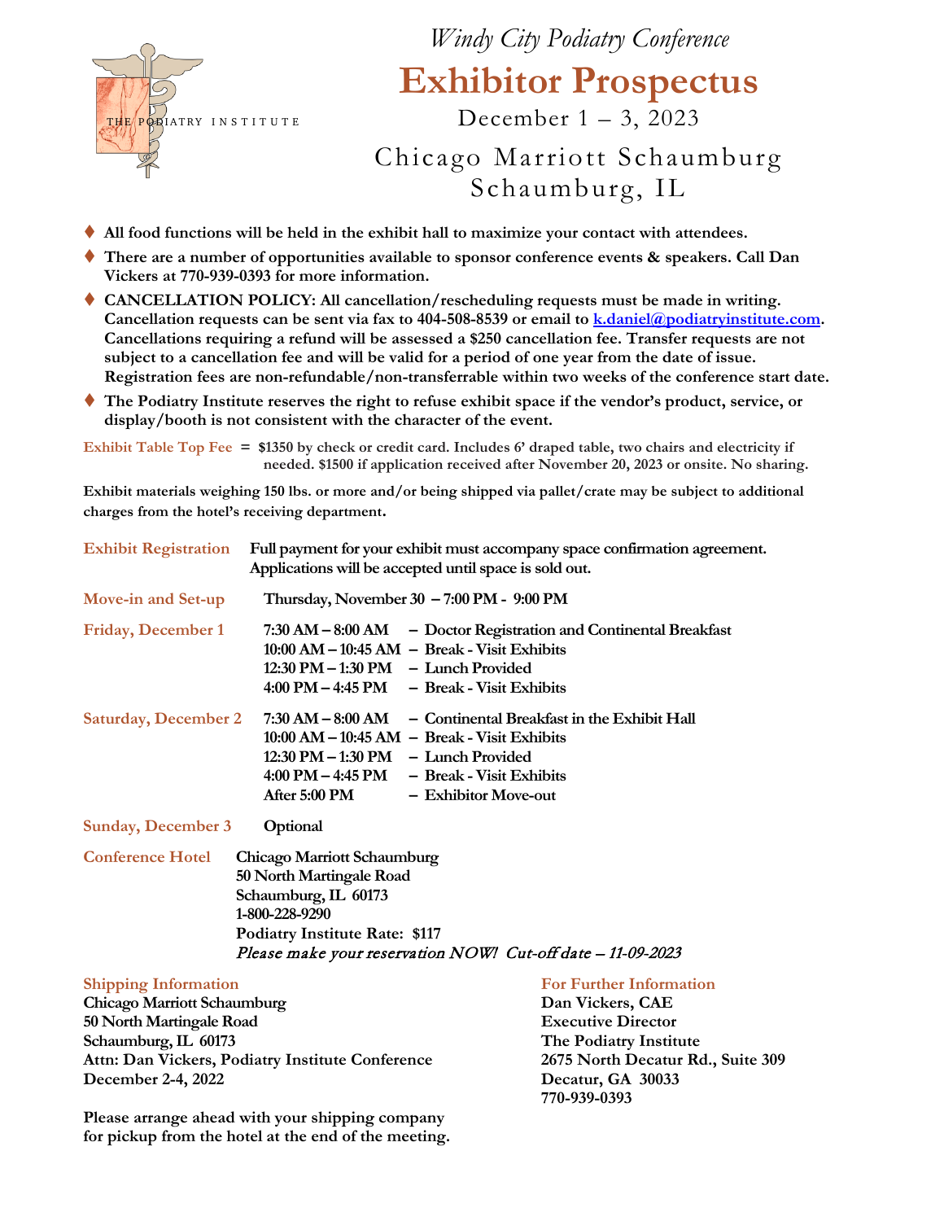*Windy City Podiatry Conference*

# Exhibitor Prospectus

December 1 – 3, 2023

## Chicago Marriott Schaumburg
## Schaumburg, IL

THE PODIATRY INSTITUTE

- **All food functions will be held in the exhibit hall to maximize your contact with attendees.**
- **There are a number of opportunities available to sponsor conference events & speakers. Call Dan Vickers at 770-939-0393 for more information.**
- **CANCELLATION POLICY: All cancellation/rescheduling requests must be made in writing. Cancellation requests can be sent via fax to 404-508-8539 or email to [k.daniel@podiatryinstitute.com](mailto:k.daniel@podiatryinstitute.com). Cancellations requiring a refund will be assessed a $250 cancellation fee. Transfer requests are not subject to a cancellation fee and will be valid for a period of one year from the date of issue. Registration fees are non-refundable/non-transferrable within two weeks of the conference start date.**
- **The Podiatry Institute reserves the right to refuse exhibit space if the vendor's product, service, or display/booth is not consistent with the character of the event.**

**Exhibit Table Top Fee = $1350 by check or credit card. Includes 6' draped table, two chairs and electricity if needed. $1500 if application received after November 20, 2023 or onsite. No sharing.**

**Exhibit materials weighing 150 lbs. or more and/or being shipped via pallet/crate may be subject to additional charges from the hotel's receiving department.**

**Exhibit Registration** — **Full payment for your exhibit must accompany space confirmation agreement. Applications will be accepted until space is sold out.**

**Move-in and Set-up** — **Thursday, November 30 – 7:00 PM - 9:00 PM**

**Friday, December 1**
- **7:30 AM – 8:00 AM – Doctor Registration and Continental Breakfast**
- **10:00 AM – 10:45 AM – Break - Visit Exhibits**
- **12:30 PM – 1:30 PM – Lunch Provided**
- **4:00 PM – 4:45 PM – Break - Visit Exhibits**

**Saturday, December 2**
- **7:30 AM – 8:00 AM – Continental Breakfast in the Exhibit Hall**
- **10:00 AM – 10:45 AM – Break - Visit Exhibits**
- **12:30 PM – 1:30 PM – Lunch Provided**
- **4:00 PM – 4:45 PM – Break - Visit Exhibits**
- **After 5:00 PM – Exhibitor Move-out**

**Sunday, December 3** — **Optional**

**Conference Hotel**
**Chicago Marriott Schaumburg**
**50 North Martingale Road**
**Schaumburg, IL 60173**
**1-800-228-9290**
**Podiatry Institute Rate: $117**
*Please make your reservation NOW! Cut-off date – 11-09-2023*

**Shipping Information**
**Chicago Marriott Schaumburg**
**50 North Martingale Road**
**Schaumburg, IL 60173**
**Attn: Dan Vickers, Podiatry Institute Conference**
**December 2-4, 2022**

**Please arrange ahead with your shipping company for pickup from the hotel at the end of the meeting.**

**For Further Information**
**Dan Vickers, CAE**
**Executive Director**
**The Podiatry Institute**
**2675 North Decatur Rd., Suite 309**
**Decatur, GA 30033**
**770-939-0393**